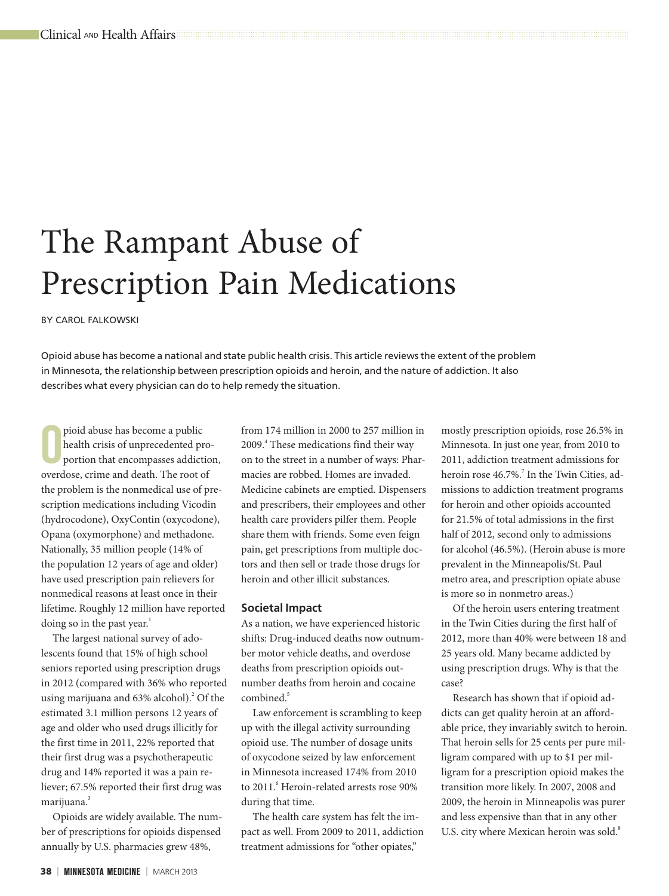# The Rampant Abuse of Prescription Pain Medications

BY CAROL FALKOWSKI

Opioid abuse has become a national and state public health crisis. This article reviews the extent of the problem in Minnesota, the relationship between prescription opioids and heroin, and the nature of addiction. It also describes what every physician can do to help remedy the situation.

Opioid abuse has become a public health crisis of unprecedented proportion that encompasses addiction, overdose, crime and death. The root of the problem is the nonmedical use of prescription medications including Vicodin (hydrocodone), OxyContin (oxycodone), Opana (oxymorphone) and methadone. Nationally, 35 million people (14% of the population 12 years of age and older) have used prescription pain relievers for nonmedical reasons at least once in their lifetime. Roughly 12 million have reported doing so in the past year.[1]

The largest national survey of adolescents found that 15% of high school seniors reported using prescription drugs in 2012 (compared with 36% who reported using marijuana and 63% alcohol).[2] Of the estimated 3.1 million persons 12 years of age and older who used drugs illicitly for the first time in 2011, 22% reported that their first drug was a psychotherapeutic drug and 14% reported it was a pain reliever; 67.5% reported their first drug was marijuana.[3]

Opioids are widely available. The number of prescriptions for opioids dispensed annually by U.S. pharmacies grew 48%, from 174 million in 2000 to 257 million in 2009.[4] These medications find their way on to the street in a number of ways: Pharmacies are robbed. Homes are invaded. Medicine cabinets are emptied. Dispensers and prescribers, their employees and other health care providers pilfer them. People share them with friends. Some even feign pain, get prescriptions from multiple doctors and then sell or trade those drugs for heroin and other illicit substances.

## Societal Impact

As a nation, we have experienced historic shifts: Drug-induced deaths now outnumber motor vehicle deaths, and overdose deaths from prescription opioids outnumber deaths from heroin and cocaine combined.[5]

Law enforcement is scrambling to keep up with the illegal activity surrounding opioid use. The number of dosage units of oxycodone seized by law enforcement in Minnesota increased 174% from 2010 to 2011.[6] Heroin-related arrests rose 90% during that time.

The health care system has felt the impact as well. From 2009 to 2011, addiction treatment admissions for "other opiates," mostly prescription opioids, rose 26.5% in Minnesota. In just one year, from 2010 to 2011, addiction treatment admissions for heroin rose 46.7%.[7] In the Twin Cities, admissions to addiction treatment programs for heroin and other opioids accounted for 21.5% of total admissions in the first half of 2012, second only to admissions for alcohol (46.5%). (Heroin abuse is more prevalent in the Minneapolis/St. Paul metro area, and prescription opiate abuse is more so in nonmetro areas.)

Of the heroin users entering treatment in the Twin Cities during the first half of 2012, more than 40% were between 18 and 25 years old. Many became addicted by using prescription drugs. Why is that the case?

Research has shown that if opioid addicts can get quality heroin at an affordable price, they invariably switch to heroin. That heroin sells for 25 cents per pure milligram compared with up to $1 per milligram for a prescription opioid makes the transition more likely. In 2007, 2008 and 2009, the heroin in Minneapolis was purer and less expensive than that in any other U.S. city where Mexican heroin was sold.[8]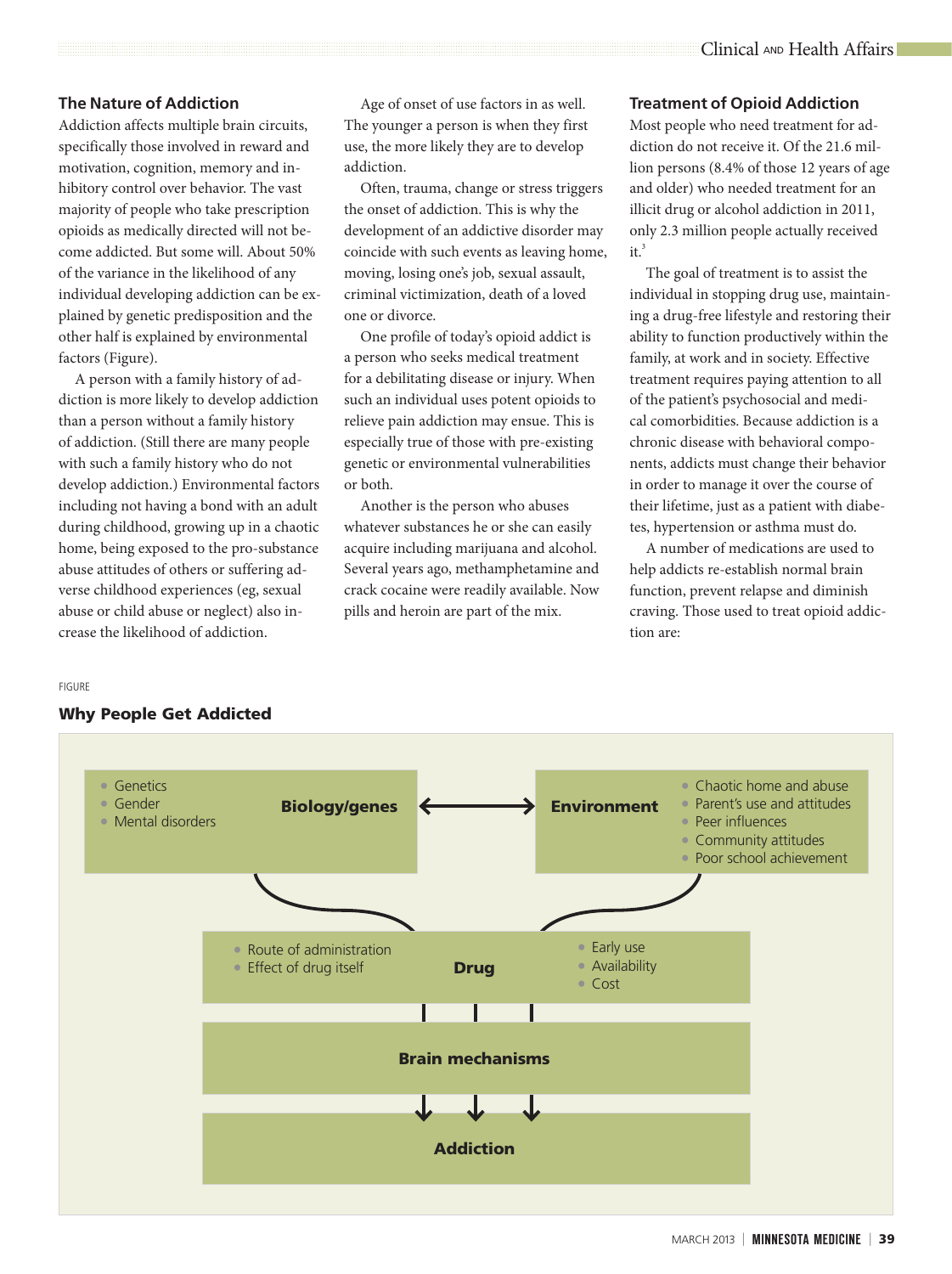## The Nature of Addiction

Addiction affects multiple brain circuits, specifically those involved in reward and motivation, cognition, memory and inhibitory control over behavior. The vast majority of people who take prescription opioids as medically directed will not become addicted. But some will. About 50% of the variance in the likelihood of any individual developing addiction can be explained by genetic predisposition and the other half is explained by environmental factors (Figure).

A person with a family history of addiction is more likely to develop addiction than a person without a family history of addiction. (Still there are many people with such a family history who do not develop addiction.) Environmental factors including not having a bond with an adult during childhood, growing up in a chaotic home, being exposed to the pro-substance abuse attitudes of others or suffering adverse childhood experiences (eg, sexual abuse or child abuse or neglect) also increase the likelihood of addiction.

Age of onset of use factors in as well. The younger a person is when they first use, the more likely they are to develop addiction.

Often, trauma, change or stress triggers the onset of addiction. This is why the development of an addictive disorder may coincide with such events as leaving home, moving, losing one's job, sexual assault, criminal victimization, death of a loved one or divorce.

One profile of today's opioid addict is a person who seeks medical treatment for a debilitating disease or injury. When such an individual uses potent opioids to relieve pain addiction may ensue. This is especially true of those with pre-existing genetic or environmental vulnerabilities or both.

Another is the person who abuses whatever substances he or she can easily acquire including marijuana and alcohol. Several years ago, methamphetamine and crack cocaine were readily available. Now pills and heroin are part of the mix.

## Treatment of Opioid Addiction

Most people who need treatment for addiction do not receive it. Of the 21.6 million persons (8.4% of those 12 years of age and older) who needed treatment for an illicit drug or alcohol addiction in 2011, only 2.3 million people actually received it.[3]

The goal of treatment is to assist the individual in stopping drug use, maintaining a drug-free lifestyle and restoring their ability to function productively within the family, at work and in society. Effective treatment requires paying attention to all of the patient's psychosocial and medical comorbidities. Because addiction is a chronic disease with behavioral components, addicts must change their behavior in order to manage it over the course of their lifetime, just as a patient with diabetes, hypertension or asthma must do.

A number of medications are used to help addicts re-establish normal brain function, prevent relapse and diminish craving. Those used to treat opioid addiction are:

FIGURE

### Why People Get Addicted

**Biology/genes** ⟷ **Environment**

- Genetics
- Gender
- Mental disorders

**Environment**
- Chaotic home and abuse
- Parent's use and attitudes
- Peer influences
- Community attitudes
- Poor school achievement

**Drug**
- Route of administration
- Effect of drug itself
- Early use
- Availability
- Cost

↓

**Brain mechanisms**

↓

**Addiction**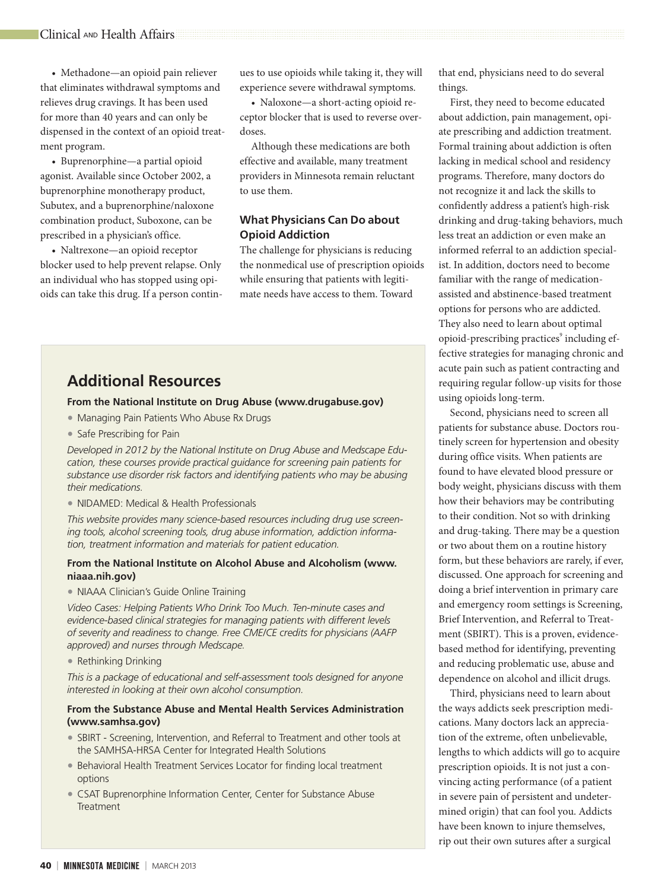- Methadone—an opioid pain reliever that eliminates withdrawal symptoms and relieves drug cravings. It has been used for more than 40 years and can only be dispensed in the context of an opioid treatment program.
- Buprenorphine—a partial opioid agonist. Available since October 2002, a buprenorphine monotherapy product, Subutex, and a buprenorphine/naloxone combination product, Suboxone, can be prescribed in a physician's office.
- Naltrexone—an opioid receptor blocker used to help prevent relapse. Only an individual who has stopped using opioids can take this drug. If a person continues to use opioids while taking it, they will experience severe withdrawal symptoms.
- Naloxone—a short-acting opioid receptor blocker that is used to reverse overdoses.

Although these medications are both effective and available, many treatment providers in Minnesota remain reluctant to use them.

### What Physicians Can Do about Opioid Addiction

The challenge for physicians is reducing the nonmedical use of prescription opioids while ensuring that patients with legitimate needs have access to them. Toward that end, physicians need to do several things.

First, they need to become educated about addiction, pain management, opiate prescribing and addiction treatment. Formal training about addiction is often lacking in medical school and residency programs. Therefore, many doctors do not recognize it and lack the skills to confidently address a patient's high-risk drinking and drug-taking behaviors, much less treat an addiction or even make an informed referral to an addiction specialist. In addition, doctors need to become familiar with the range of medication-assisted and abstinence-based treatment options for persons who are addicted. They also need to learn about optimal opioid-prescribing practices[9] including effective strategies for managing chronic and acute pain such as patient contracting and requiring regular follow-up visits for those using opioids long-term.

Second, physicians need to screen all patients for substance abuse. Doctors routinely screen for hypertension and obesity during office visits. When patients are found to have elevated blood pressure or body weight, physicians discuss with them how their behaviors may be contributing to their condition. Not so with drinking and drug-taking. There may be a question or two about them on a routine history form, but these behaviors are rarely, if ever, discussed. One approach for screening and doing a brief intervention in primary care and emergency room settings is Screening, Brief Intervention, and Referral to Treatment (SBIRT). This is a proven, evidence-based method for identifying, preventing and reducing problematic use, abuse and dependence on alcohol and illicit drugs.

Third, physicians need to learn about the ways addicts seek prescription medications. Many doctors lack an appreciation of the extreme, often unbelievable, lengths to which addicts will go to acquire prescription opioids. It is not just a convincing acting performance (of a patient in severe pain of persistent and undetermined origin) that can fool you. Addicts have been known to injure themselves, rip out their own sutures after a surgical

## Additional Resources

**From the National Institute on Drug Abuse (www.drugabuse.gov)**

- Managing Pain Patients Who Abuse Rx Drugs
- Safe Prescribing for Pain

*Developed in 2012 by the National Institute on Drug Abuse and Medscape Education, these courses provide practical guidance for screening pain patients for substance use disorder risk factors and identifying patients who may be abusing their medications.*

- NIDAMED: Medical & Health Professionals

*This website provides many science-based resources including drug use screening tools, alcohol screening tools, drug abuse information, addiction information, treatment information and materials for patient education.*

**From the National Institute on Alcohol Abuse and Alcoholism (www.niaaa.nih.gov)**

- NIAAA Clinician's Guide Online Training

*Video Cases: Helping Patients Who Drink Too Much. Ten-minute cases and evidence-based clinical strategies for managing patients with different levels of severity and readiness to change. Free CME/CE credits for physicians (AAFP approved) and nurses through Medscape.*

- Rethinking Drinking

*This is a package of educational and self-assessment tools designed for anyone interested in looking at their own alcohol consumption.*

**From the Substance Abuse and Mental Health Services Administration (www.samhsa.gov)**

- SBIRT - Screening, Intervention, and Referral to Treatment and other tools at the SAMHSA-HRSA Center for Integrated Health Solutions
- Behavioral Health Treatment Services Locator for finding local treatment options
- CSAT Buprenorphine Information Center, Center for Substance Abuse Treatment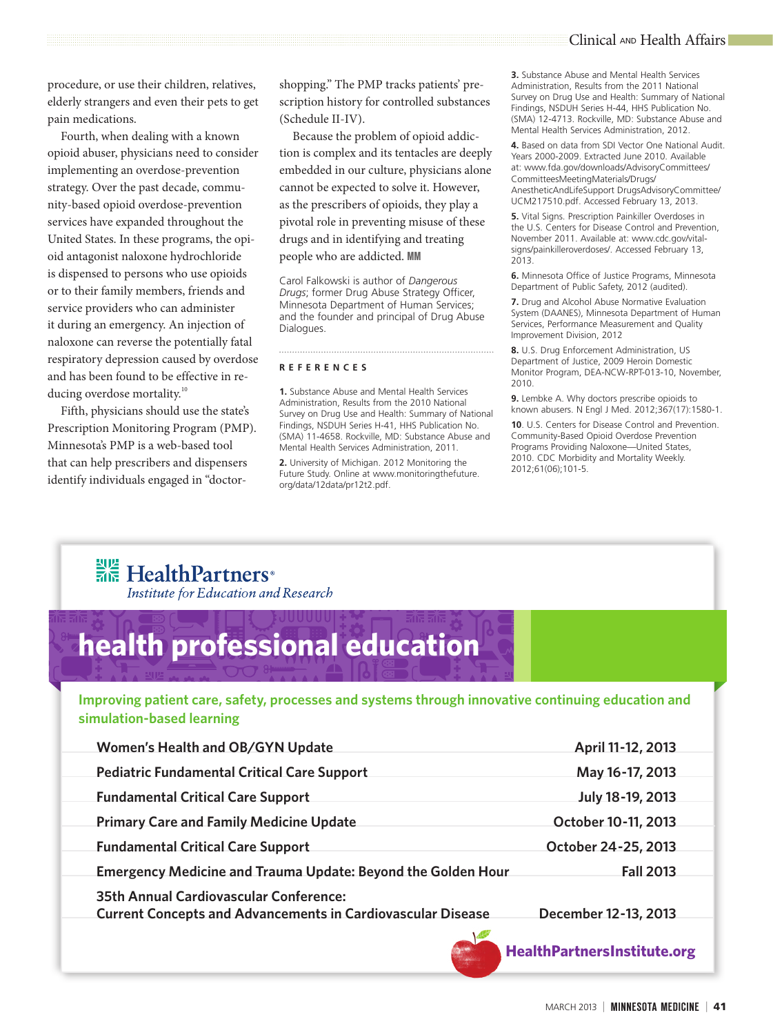procedure, or use their children, relatives, elderly strangers and even their pets to get pain medications.

Fourth, when dealing with a known opioid abuser, physicians need to consider implementing an overdose-prevention strategy. Over the past decade, community-based opioid overdose-prevention services have expanded throughout the United States. In these programs, the opioid antagonist naloxone hydrochloride is dispensed to persons who use opioids or to their family members, friends and service providers who can administer it during an emergency. An injection of naloxone can reverse the potentially fatal respiratory depression caused by overdose and has been found to be effective in reducing overdose mortality.[10]

Fifth, physicians should use the state's Prescription Monitoring Program (PMP). Minnesota's PMP is a web-based tool that can help prescribers and dispensers identify individuals engaged in "doctor-shopping." The PMP tracks patients' prescription history for controlled substances (Schedule II-IV).

Because the problem of opioid addiction is complex and its tentacles are deeply embedded in our culture, physicians alone cannot be expected to solve it. However, as the prescribers of opioids, they play a pivotal role in preventing misuse of these drugs and in identifying and treating people who are addicted. MM

Carol Falkowski is author of *Dangerous Drugs*; former Drug Abuse Strategy Officer, Minnesota Department of Human Services; and the founder and principal of Drug Abuse Dialogues.

## REFERENCES

**1.** Substance Abuse and Mental Health Services Administration, Results from the 2010 National Survey on Drug Use and Health: Summary of National Findings, NSDUH Series H-41, HHS Publication No. (SMA) 11-4658. Rockville, MD: Substance Abuse and Mental Health Services Administration, 2011.

**2.** University of Michigan. 2012 Monitoring the Future Study. Online at www.monitoringthefuture.org/data/12data/pr12t2.pdf.

**3.** Substance Abuse and Mental Health Services Administration, Results from the 2011 National Survey on Drug Use and Health: Summary of National Findings, NSDUH Series H-44, HHS Publication No. (SMA) 12-4713. Rockville, MD: Substance Abuse and Mental Health Services Administration, 2012.

**4.** Based on data from SDI Vector One National Audit. Years 2000-2009. Extracted June 2010. Available at: www.fda.gov/downloads/AdvisoryCommittees/CommitteesMeetingMaterials/Drugs/AnestheticAndLifeSupport DrugsAdvisoryCommittee/UCM217510.pdf. Accessed February 13, 2013.

**5.** Vital Signs. Prescription Painkiller Overdoses in the U.S. Centers for Disease Control and Prevention, November 2011. Available at: www.cdc.gov/vitalsigns/painkilleroverdoses/. Accessed February 13, 2013.

**6.** Minnesota Office of Justice Programs, Minnesota Department of Public Safety, 2012 (audited).

**7.** Drug and Alcohol Abuse Normative Evaluation System (DAANES), Minnesota Department of Human Services, Performance Measurement and Quality Improvement Division, 2012

**8.** U.S. Drug Enforcement Administration, US Department of Justice, 2009 Heroin Domestic Monitor Program, DEA-NCW-RPT-013-10, November, 2010.

**9.** Lembke A. Why doctors prescribe opioids to known abusers. N Engl J Med. 2012;367(17):1580-1.

**10**. U.S. Centers for Disease Control and Prevention. Community-Based Opioid Overdose Prevention Programs Providing Naloxone—United States, 2010. CDC Morbidity and Mortality Weekly. 2012;61(06);101-5.

HealthPartners®
*Institute for Education and Research*

# health professional education

**Improving patient care, safety, processes and systems through innovative continuing education and simulation-based learning**

| | |
|---|---|
| **Women's Health and OB/GYN Update** | **April 11-12, 2013** |
| **Pediatric Fundamental Critical Care Support** | **May 16-17, 2013** |
| **Fundamental Critical Care Support** | **July 18-19, 2013** |
| **Primary Care and Family Medicine Update** | **October 10-11, 2013** |
| **Fundamental Critical Care Support** | **October 24-25, 2013** |
| **Emergency Medicine and Trauma Update: Beyond the Golden Hour** | **Fall 2013** |
| **35th Annual Cardiovascular Conference: Current Concepts and Advancements in Cardiovascular Disease** | **December 12-13, 2013** |

**HealthPartnersInstitute.org**